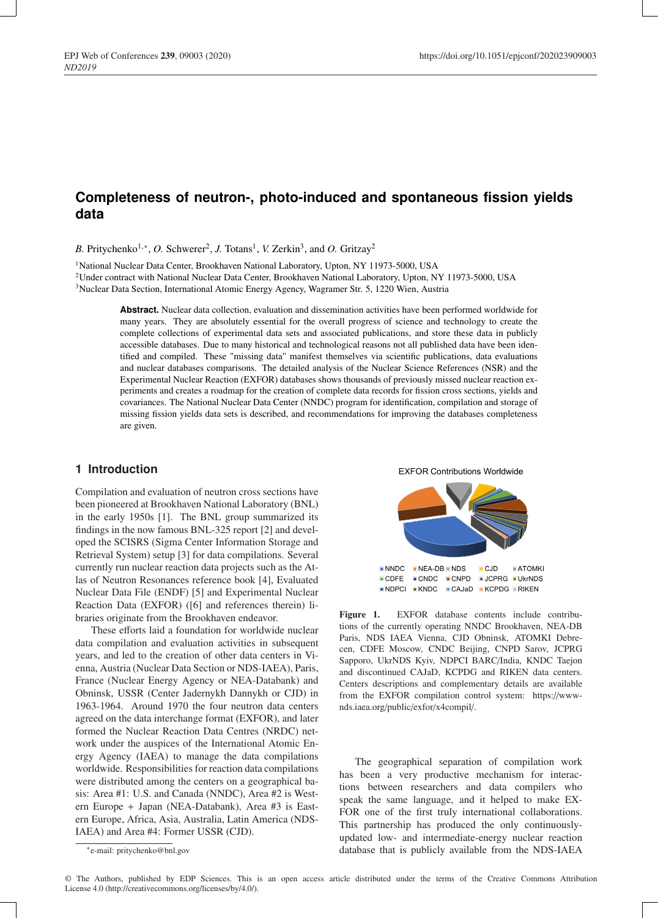# Completeness of neutron-, photo-induced and spontaneous fission yields data

*B.* Pritychenko[1,*], *O.* Schwerer[2], *J.* Totans[1], *V.* Zerkin[3], and *O.* Gritzay[2]

[1]National Nuclear Data Center, Brookhaven National Laboratory, Upton, NY 11973-5000, USA
[2]Under contract with National Nuclear Data Center, Brookhaven National Laboratory, Upton, NY 11973-5000, USA
[3]Nuclear Data Section, International Atomic Energy Agency, Wagramer Str. 5, 1220 Wien, Austria

**Abstract.** Nuclear data collection, evaluation and dissemination activities have been performed worldwide for many years. They are absolutely essential for the overall progress of science and technology to create the complete collections of experimental data sets and associated publications, and store these data in publicly accessible databases. Due to many historical and technological reasons not all published data have been identified and compiled. These "missing data" manifest themselves via scientific publications, data evaluations and nuclear databases comparisons. The detailed analysis of the Nuclear Science References (NSR) and the Experimental Nuclear Reaction (EXFOR) databases shows thousands of previously missed nuclear reaction experiments and creates a roadmap for the creation of complete data records for fission cross sections, yields and covariances. The National Nuclear Data Center (NNDC) program for identification, compilation and storage of missing fission yields data sets is described, and recommendations for improving the databases completeness are given.

## 1 Introduction

Compilation and evaluation of neutron cross sections have been pioneered at Brookhaven National Laboratory (BNL) in the early 1950s [1]. The BNL group summarized its findings in the now famous BNL-325 report [2] and developed the SCISRS (Sigma Center Information Storage and Retrieval System) setup [3] for data compilations. Several currently run nuclear reaction data projects such as the Atlas of Neutron Resonances reference book [4], Evaluated Nuclear Data File (ENDF) [5] and Experimental Nuclear Reaction Data (EXFOR) ([6] and references therein) libraries originate from the Brookhaven endeavor.

These efforts laid a foundation for worldwide nuclear data compilation and evaluation activities in subsequent years, and led to the creation of other data centers in Vienna, Austria (Nuclear Data Section or NDS-IAEA), Paris, France (Nuclear Energy Agency or NEA-Databank) and Obninsk, USSR (Center Jadernykh Dannykh or CJD) in 1963-1964. Around 1970 the four neutron data centers agreed on the data interchange format (EXFOR), and later formed the Nuclear Reaction Data Centres (NRDC) network under the auspices of the International Atomic Energy Agency (IAEA) to manage the data compilations worldwide. Responsibilities for reaction data compilations were distributed among the centers on a geographical basis: Area #1: U.S. and Canada (NNDC), Area #2 is Western Europe + Japan (NEA-Databank), Area #3 is Eastern Europe, Africa, Asia, Australia, Latin America (NDS-IAEA) and Area #4: Former USSR (CJD).

EXFOR Contributions Worldwide

NNDC, NEA-DB, NDS, CJD, ATOMKI, CDFE, CNDC, CNPD, JCPRG, UkrNDS, NDPCI, KNDC, CAJaD, KCPDG, RIKEN

**Figure 1.** EXFOR database contents include contributions of the currently operating NNDC Brookhaven, NEA-DB Paris, NDS IAEA Vienna, CJD Obninsk, ATOMKI Debrecen, CDFE Moscow, CNDC Beijing, CNPD Sarov, JCPRG Sapporo, UkrNDS Kyiv, NDPCI BARC/India, KNDC Taejon and discontinued CAJaD, KCPDG and RIKEN data centers. Centers descriptions and complementary details are available from the EXFOR compilation control system: https://www-nds.iaea.org/public/exfor/x4compil/.

The geographical separation of compilation work has been a very productive mechanism for interactions between researchers and data compilers who speak the same language, and it helped to make EXFOR one of the first truly international collaborations. This partnership has produced the only continuously-updated low- and intermediate-energy nuclear reaction database that is publicly available from the NDS-IAEA

*e-mail: pritychenko@bnl.gov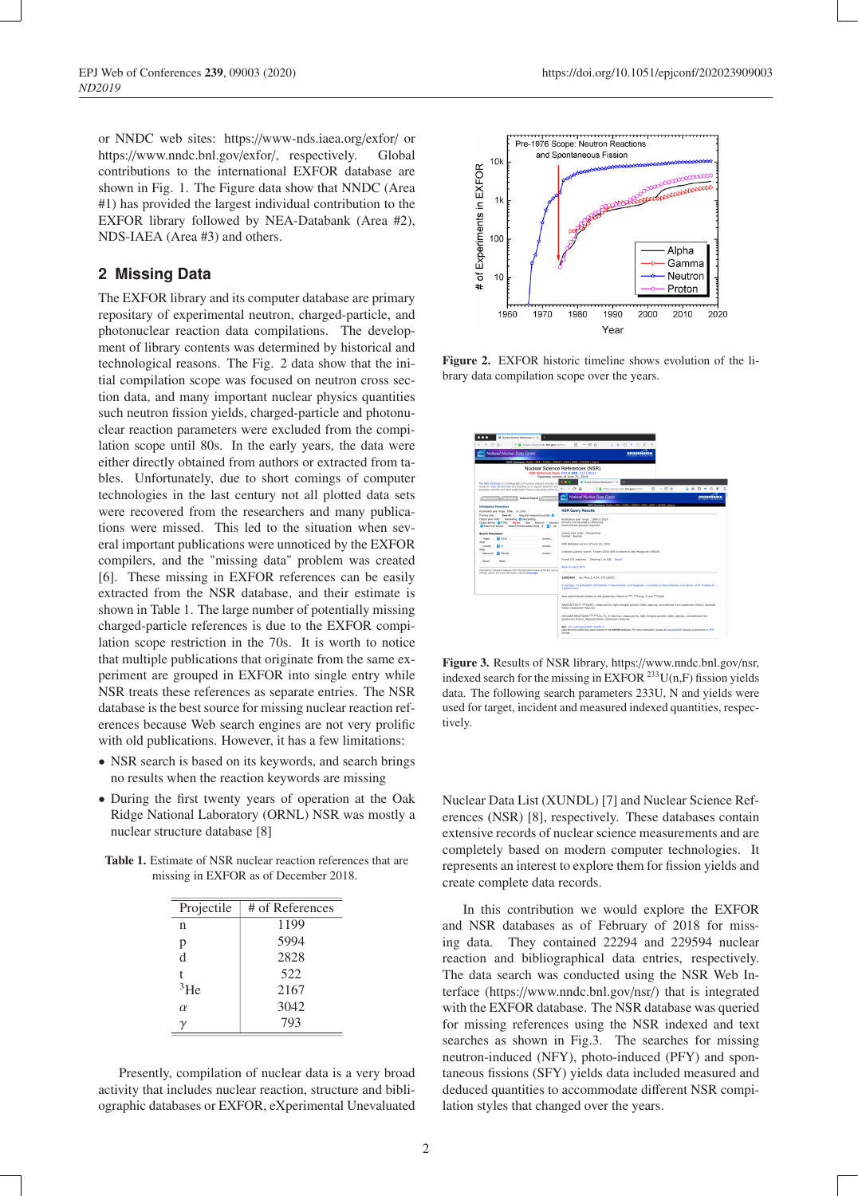or NNDC web sites: https://www-nds.iaea.org/exfor/ or https://www.nndc.bnl.gov/exfor/, respectively. Global contributions to the international EXFOR database are shown in Fig. 1. The Figure data show that NNDC (Area #1) has provided the largest individual contribution to the EXFOR library followed by NEA-Databank (Area #2), NDS-IAEA (Area #3) and others.

## 2 Missing Data

The EXFOR library and its computer database are primary repository of experimental neutron, charged-particle, and photonuclear reaction data compilations. The development of library contents was determined by historical and technological reasons. The Fig. 2 data show that the initial compilation scope was focused on neutron cross section data, and many important nuclear physics quantities such neutron fission yields, charged-particle and photonuclear reaction parameters were excluded from the compilation scope until 80s. In the early years, the data were either directly obtained from authors or extracted from tables. Unfortunately, due to short comings of computer technologies in the last century not all plotted data sets were recovered from the researchers and many publications were missed. This led to the situation when several important publications were unnoticed by the EXFOR compilers, and the "missing data" problem was created [6]. These missing in EXFOR references can be easily extracted from the NSR database, and their estimate is shown in Table 1. The large number of potentially missing charged-particle references is due to the EXFOR compilation scope restriction in the 70s. It is worth to notice that multiple publications that originate from the same experiment are grouped in EXFOR into single entry while NSR treats these references as separate entries. The NSR database is the best source for missing nuclear reaction references because Web search engines are not very prolific with old publications. However, it has a few limitations:

- NSR search is based on its keywords, and search brings no results when the reaction keywords are missing
- During the first twenty years of operation at the Oak Ridge National Laboratory (ORNL) NSR was mostly a nuclear structure database [8]

**Table 1.** Estimate of NSR nuclear reaction references that are missing in EXFOR as of December 2018.

| Projectile | # of References |
|---|---|
| n | 1199 |
| p | 5994 |
| d | 2828 |
| t | 522 |
| $^{3}$He | 2167 |
| $\alpha$ | 3042 |
| $\gamma$ | 793 |

Presently, compilation of nuclear data is a very broad activity that includes nuclear reaction, structure and bibliographic databases or EXFOR, eXperimental Unevaluated Nuclear Data List (XUNDL) [7] and Nuclear Science References (NSR) [8], respectively. These databases contain extensive records of nuclear science measurements and are completely based on modern computer technologies. It represents an interest to explore them for fission yields and create complete data records.

**Figure 2.** EXFOR historic timeline shows evolution of the library data compilation scope over the years.

**Figure 3.** Results of NSR library, https://www.nndc.bnl.gov/nsr, indexed search for the missing in EXFOR $^{233}$U(n,F) fission yields data. The following search parameters 233U, N and yields were used for target, incident and measured indexed quantities, respectively.

In this contribution we would explore the EXFOR and NSR databases as of February of 2018 for missing data. They contained 22294 and 229594 nuclear reaction and bibliographical data entries, respectively. The data search was conducted using the NSR Web Interface (https://www.nndc.bnl.gov/nsr/) that is integrated with the EXFOR database. The NSR database was queried for missing references using the NSR indexed and text searches as shown in Fig.3. The searches for missing neutron-induced (NFY), photo-induced (PFY) and spontaneous fissions (SFY) yields data included measured and deduced quantities to accommodate different NSR compilation styles that changed over the years.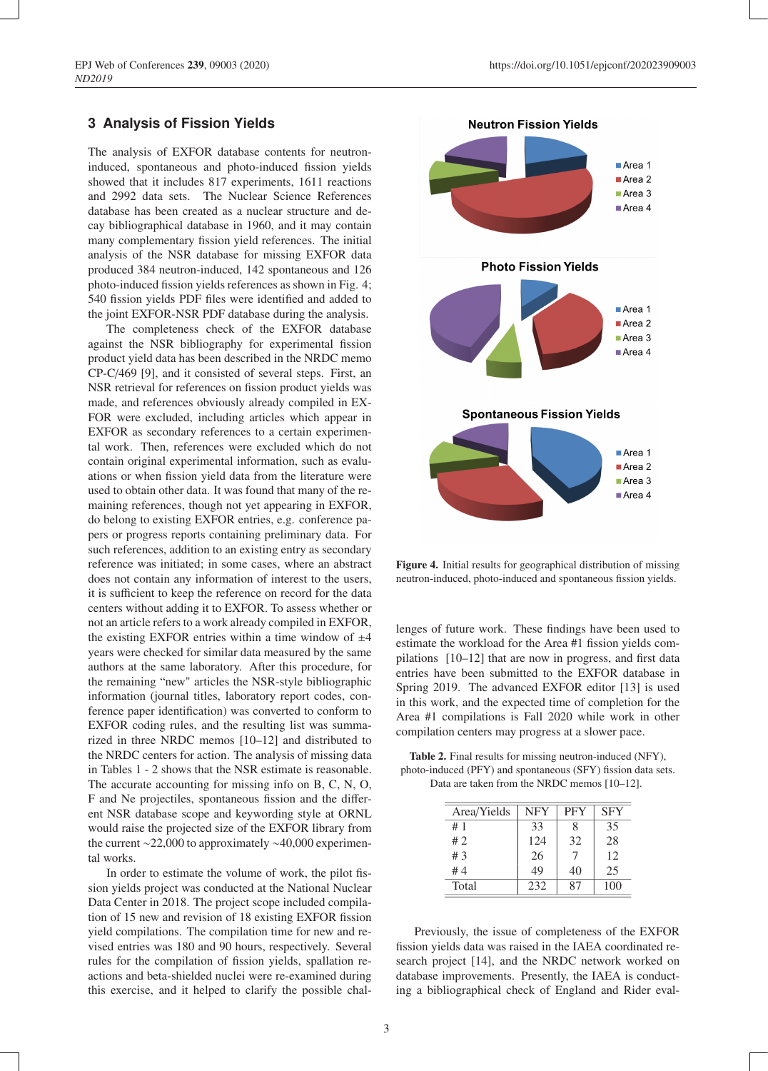## 3 Analysis of Fission Yields

The analysis of EXFOR database contents for neutron-induced, spontaneous and photo-induced fission yields showed that it includes 817 experiments, 1611 reactions and 2992 data sets. The Nuclear Science References database has been created as a nuclear structure and decay bibliographical database in 1960, and it may contain many complementary fission yield references. The initial analysis of the NSR database for missing EXFOR data produced 384 neutron-induced, 142 spontaneous and 126 photo-induced fission yields references as shown in Fig. 4; 540 fission yields PDF files were identified and added to the joint EXFOR-NSR PDF database during the analysis.

The completeness check of the EXFOR database against the NSR bibliography for experimental fission product yield data has been described in the NRDC memo CP-C/469 [9], and it consisted of several steps. First, an NSR retrieval for references on fission product yields was made, and references obviously already compiled in EXFOR were excluded, including articles which appear in EXFOR as secondary references to a certain experimental work. Then, references were excluded which do not contain original experimental information, such as evaluations or when fission yield data from the literature were used to obtain other data. It was found that many of the remaining references, though not yet appearing in EXFOR, do belong to existing EXFOR entries, e.g. conference papers or progress reports containing preliminary data. For such references, addition to an existing entry as secondary reference was initiated; in some cases, where an abstract does not contain any information of interest to the users, it is sufficient to keep the reference on record for the data centers without adding it to EXFOR. To assess whether or not an article refers to a work already compiled in EXFOR, the existing EXFOR entries within a time window of ±4 years were checked for similar data measured by the same authors at the same laboratory. After this procedure, for the remaining "new" articles the NSR-style bibliographic information (journal titles, laboratory report codes, conference paper identification) was converted to conform to EXFOR coding rules, and the resulting list was summarized in three NRDC memos [10–12] and distributed to the NRDC centers for action. The analysis of missing data in Tables 1 - 2 shows that the NSR estimate is reasonable. The accurate accounting for missing info on B, C, N, O, F and Ne projectiles, spontaneous fission and the different NSR database scope and keywording style at ORNL would raise the projected size of the EXFOR library from the current ~22,000 to approximately ~40,000 experimental works.

In order to estimate the volume of work, the pilot fission yields project was conducted at the National Nuclear Data Center in 2018. The project scope included compilation of 15 new and revision of 18 existing EXFOR fission yield compilations. The compilation time for new and revised entries was 180 and 90 hours, respectively. Several rules for the compilation of fission yields, spallation reactions and beta-shielded nuclei were re-examined during this exercise, and it helped to clarify the possible challenges of future work. These findings have been used to estimate the workload for the Area #1 fission yields compilations [10–12] that are now in progress, and first data entries have been submitted to the EXFOR database in Spring 2019. The advanced EXFOR editor [13] is used in this work, and the expected time of completion for the Area #1 compilations is Fall 2020 while work in other compilation centers may progress at a slower pace.

**Figure 4.** Initial results for geographical distribution of missing neutron-induced, photo-induced and spontaneous fission yields.

**Table 2.** Final results for missing neutron-induced (NFY), photo-induced (PFY) and spontaneous (SFY) fission data sets. Data are taken from the NRDC memos [10–12].

| Area/Yields | NFY | PFY | SFY |
|---|---|---|---|
| # 1 | 33 | 8 | 35 |
| # 2 | 124 | 32 | 28 |
| # 3 | 26 | 7 | 12 |
| # 4 | 49 | 40 | 25 |
| Total | 232 | 87 | 100 |

Previously, the issue of completeness of the EXFOR fission yields data was raised in the IAEA coordinated research project [14], and the NRDC network worked on database improvements. Presently, the IAEA is conducting a bibliographical check of England and Rider eval-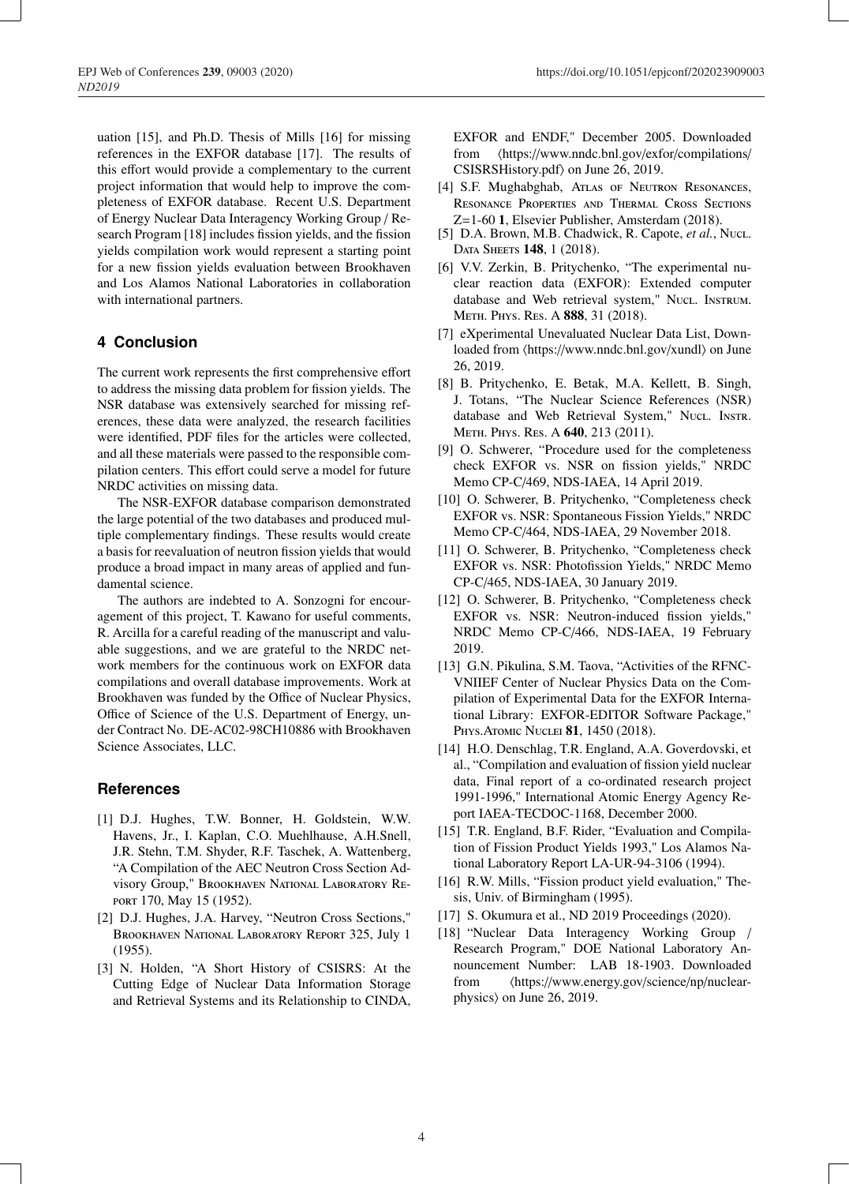uation [15], and Ph.D. Thesis of Mills [16] for missing references in the EXFOR database [17]. The results of this effort would provide a complementary to the current project information that would help to improve the completeness of EXFOR database. Recent U.S. Department of Energy Nuclear Data Interagency Working Group / Research Program [18] includes fission yields, and the fission yields compilation work would represent a starting point for a new fission yields evaluation between Brookhaven and Los Alamos National Laboratories in collaboration with international partners.

## 4 Conclusion

The current work represents the first comprehensive effort to address the missing data problem for fission yields. The NSR database was extensively searched for missing references, these data were analyzed, the research facilities were identified, PDF files for the articles were collected, and all these materials were passed to the responsible compilation centers. This effort could serve a model for future NRDC activities on missing data.

The NSR-EXFOR database comparison demonstrated the large potential of the two databases and produced multiple complementary findings. These results would create a basis for reevaluation of neutron fission yields that would produce a broad impact in many areas of applied and fundamental science.

The authors are indebted to A. Sonzogni for encouragement of this project, T. Kawano for useful comments, R. Arcilla for a careful reading of the manuscript and valuable suggestions, and we are grateful to the NRDC network members for the continuous work on EXFOR data compilations and overall database improvements. Work at Brookhaven was funded by the Office of Nuclear Physics, Office of Science of the U.S. Department of Energy, under Contract No. DE-AC02-98CH10886 with Brookhaven Science Associates, LLC.

## References

[1] D.J. Hughes, T.W. Bonner, H. Goldstein, W.W. Havens, Jr., I. Kaplan, C.O. Muehlhause, A.H.Snell, J.R. Stehn, T.M. Shyder, R.F. Taschek, A. Wattenberg, "A Compilation of the AEC Neutron Cross Section Advisory Group," Brookhaven National Laboratory Report 170, May 15 (1952).

[2] D.J. Hughes, J.A. Harvey, "Neutron Cross Sections," Brookhaven National Laboratory Report 325, July 1 (1955).

[3] N. Holden, "A Short History of CSISRS: At the Cutting Edge of Nuclear Data Information Storage and Retrieval Systems and its Relationship to CINDA, EXFOR and ENDF," December 2005. Downloaded from ⟨https://www.nndc.bnl.gov/exfor/compilations/CSISRSHistory.pdf⟩ on June 26, 2019.

[4] S.F. Mughabghab, Atlas of Neutron Resonances, Resonance Properties and Thermal Cross Sections Z=1-60 **1**, Elsevier Publisher, Amsterdam (2018).

[5] D.A. Brown, M.B. Chadwick, R. Capote, *et al.*, Nucl. Data Sheets **148**, 1 (2018).

[6] V.V. Zerkin, B. Pritychenko, "The experimental nuclear reaction data (EXFOR): Extended computer database and Web retrieval system," Nucl. Instrum. Meth. Phys. Res. A **888**, 31 (2018).

[7] eXperimental Unevaluated Nuclear Data List, Downloaded from ⟨https://www.nndc.bnl.gov/xundl⟩ on June 26, 2019.

[8] B. Pritychenko, E. Betak, M.A. Kellett, B. Singh, J. Totans, "The Nuclear Science References (NSR) database and Web Retrieval System," Nucl. Instr. Meth. Phys. Res. A **640**, 213 (2011).

[9] O. Schwerer, "Procedure used for the completeness check EXFOR vs. NSR on fission yields," NRDC Memo CP-C/469, NDS-IAEA, 14 April 2019.

[10] O. Schwerer, B. Pritychenko, "Completeness check EXFOR vs. NSR: Spontaneous Fission Yields," NRDC Memo CP-C/464, NDS-IAEA, 29 November 2018.

[11] O. Schwerer, B. Pritychenko, "Completeness check EXFOR vs. NSR: Photofission Yields," NRDC Memo CP-C/465, NDS-IAEA, 30 January 2019.

[12] O. Schwerer, B. Pritychenko, "Completeness check EXFOR vs. NSR: Neutron-induced fission yields," NRDC Memo CP-C/466, NDS-IAEA, 19 February 2019.

[13] G.N. Pikulina, S.M. Taova, "Activities of the RFNC-VNIIEF Center of Nuclear Physics Data on the Compilation of Experimental Data for the EXFOR International Library: EXFOR-EDITOR Software Package," Phys.Atomic Nuclei **81**, 1450 (2018).

[14] H.O. Denschlag, T.R. England, A.A. Goverdovski, et al., "Compilation and evaluation of fission yield nuclear data, Final report of a co-ordinated research project 1991-1996," International Atomic Energy Agency Report IAEA-TECDOC-1168, December 2000.

[15] T.R. England, B.F. Rider, "Evaluation and Compilation of Fission Product Yields 1993," Los Alamos National Laboratory Report LA-UR-94-3106 (1994).

[16] R.W. Mills, "Fission product yield evaluation," Thesis, Univ. of Birmingham (1995).

[17] S. Okumura et al., ND 2019 Proceedings (2020).

[18] "Nuclear Data Interagency Working Group / Research Program," DOE National Laboratory Announcement Number: LAB 18-1903. Downloaded from ⟨https://www.energy.gov/science/np/nuclear-physics⟩ on June 26, 2019.